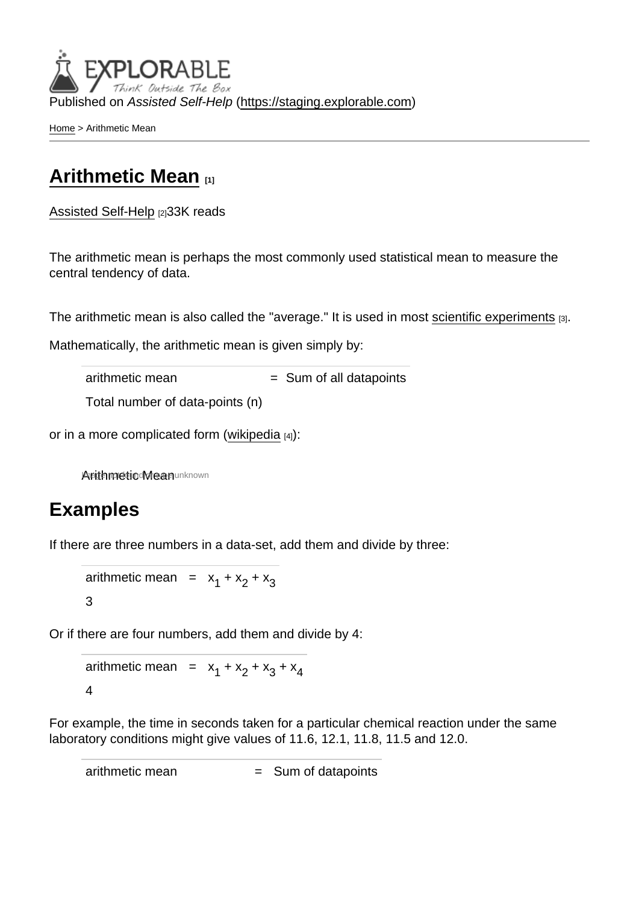Published on *Assisted Self-Help* (https://staging.explorable.com)

Home > Arithmetic Mean

# Arithmetic Mean [1]

Assisted Self-Help [2] 33K reads

The arithmetic mean is perhaps the most commonly used statistical mean to measure the central tendency of data.

The arithmetic mean is also called the "average." It is used in most scientific experiments [3].

Mathematically, the arithmetic mean is given simply by:

$$\text{arithmetic mean} = \frac{\text{Sum of all datapoints}}{\text{Total number of data-points (n)}}$$

or in a more complicated form (wikipedia [4]):

Arithmetic Mean

Image not found or type unknown

## Examples

If there are three numbers in a data-set, add them and divide by three:

$$\text{arithmetic mean} = \frac{x_1 + x_2 + x_3}{3}$$

Or if there are four numbers, add them and divide by 4:

$$\text{arithmetic mean} = \frac{x_1 + x_2 + x_3 + x_4}{4}$$

For example, the time in seconds taken for a particular chemical reaction under the same laboratory conditions might give values of 11.6, 12.1, 11.8, 11.5 and 12.0.

arithmetic mean = Sum of datapoints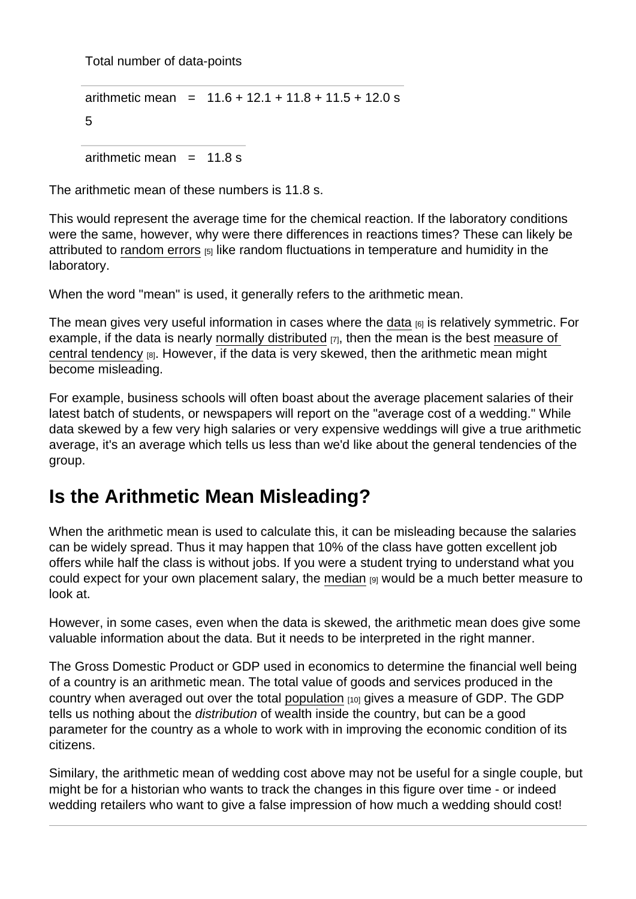Total number of data-points

arithmetic mean = 11.6 + 12.1 + 11.8 + 11.5 + 12.0 s

5

arithmetic mean = 11.8 s

The arithmetic mean of these numbers is 11.8 s.

This would represent the average time for the chemical reaction. If the laboratory conditions were the same, however, why were there differences in reactions times? These can likely be attributed to random errors [5] like random fluctuations in temperature and humidity in the laboratory.

When the word "mean" is used, it generally refers to the arithmetic mean.

The mean gives very useful information in cases where the data [6] is relatively symmetric. For example, if the data is nearly normally distributed [7], then the mean is the best measure of central tendency [8]. However, if the data is very skewed, then the arithmetic mean might become misleading.

For example, business schools will often boast about the average placement salaries of their latest batch of students, or newspapers will report on the "average cost of a wedding." While data skewed by a few very high salaries or very expensive weddings will give a true arithmetic average, it's an average which tells us less than we'd like about the general tendencies of the group.

## Is the Arithmetic Mean Misleading?

When the arithmetic mean is used to calculate this, it can be misleading because the salaries can be widely spread. Thus it may happen that 10% of the class have gotten excellent job offers while half the class is without jobs. If you were a student trying to understand what you could expect for your own placement salary, the median [9] would be a much better measure to look at.

However, in some cases, even when the data is skewed, the arithmetic mean does give some valuable information about the data. But it needs to be interpreted in the right manner.

The Gross Domestic Product or GDP used in economics to determine the financial well being of a country is an arithmetic mean. The total value of goods and services produced in the country when averaged out over the total population [10] gives a measure of GDP. The GDP tells us nothing about the *distribution* of wealth inside the country, but can be a good parameter for the country as a whole to work with in improving the economic condition of its citizens.

Similary, the arithmetic mean of wedding cost above may not be useful for a single couple, but might be for a historian who wants to track the changes in this figure over time - or indeed wedding retailers who want to give a false impression of how much a wedding should cost!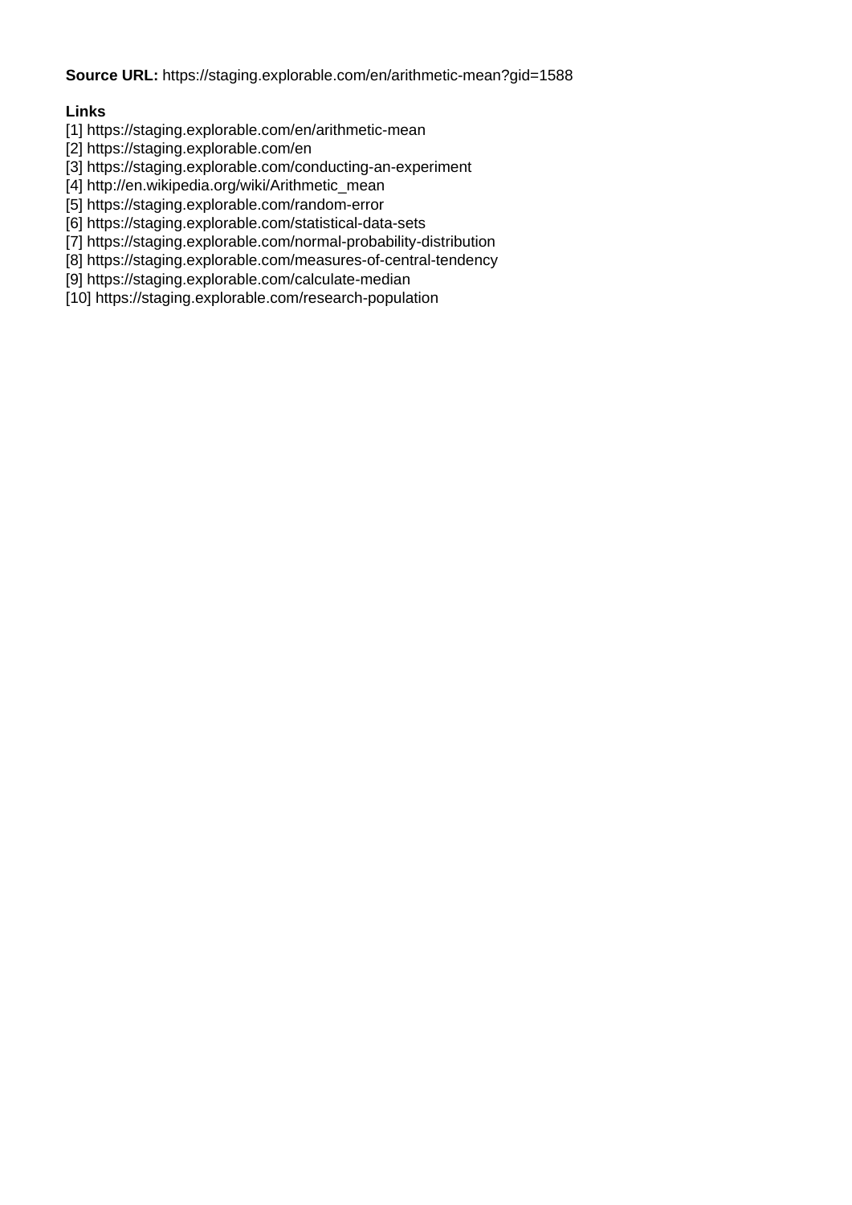**Source URL:** https://staging.explorable.com/en/arithmetic-mean?gid=1588

**Links**

[1] https://staging.explorable.com/en/arithmetic-mean
[2] https://staging.explorable.com/en
[3] https://staging.explorable.com/conducting-an-experiment
[4] http://en.wikipedia.org/wiki/Arithmetic_mean
[5] https://staging.explorable.com/random-error
[6] https://staging.explorable.com/statistical-data-sets
[7] https://staging.explorable.com/normal-probability-distribution
[8] https://staging.explorable.com/measures-of-central-tendency
[9] https://staging.explorable.com/calculate-median
[10] https://staging.explorable.com/research-population